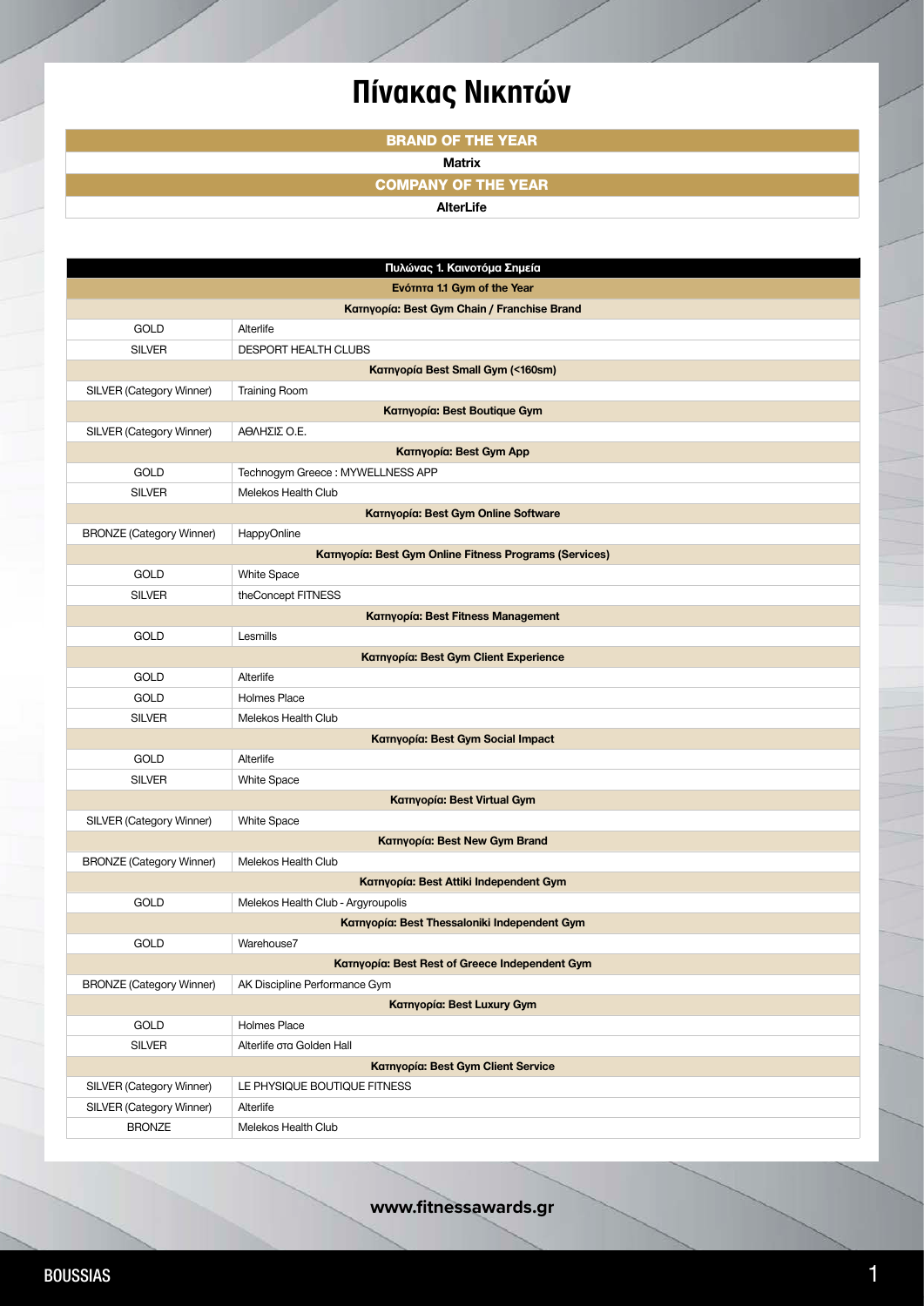# Πίνακας Νικητών

| BRAND OF THE YEAR |
|---|
| Matrix |
| **COMPANY OF THE YEAR** |
| AlterLife |

| Πυλώνας 1. Καινοτόμα Σημεία | |
|---|---|
| **Ενότητα 1.1 Gym of the Year** | |
| **Κατηγορία: Best Gym Chain / Franchise Brand** | |
| GOLD | Alterlife |
| SILVER | DESPORT HEALTH CLUBS |
| **Κατηγορία Best Small Gym (<160sm)** | |
| SILVER (Category Winner) | Training Room |
| **Κατηγορία: Best Boutique Gym** | |
| SILVER (Category Winner) | ΑΘΛΗΣΙΣ Ο.Ε. |
| **Κατηγορία: Best Gym App** | |
| GOLD | Technogym Greece : MYWELLNESS APP |
| SILVER | Melekos Health Club |
| **Κατηγορία: Best Gym Online Software** | |
| BRONZE (Category Winner) | HappyOnline |
| **Κατηγορία: Best Gym Online Fitness Programs (Services)** | |
| GOLD | White Space |
| SILVER | theConcept FITNESS |
| **Κατηγορία: Best Fitness Management** | |
| GOLD | Lesmills |
| **Κατηγορία: Best Gym Client Experience** | |
| GOLD | Alterlife |
| GOLD | Holmes Place |
| SILVER | Melekos Health Club |
| **Κατηγορία: Best Gym Social Impact** | |
| GOLD | Alterlife |
| SILVER | White Space |
| **Κατηγορία: Best Virtual Gym** | |
| SILVER (Category Winner) | White Space |
| **Κατηγορία: Best New Gym Brand** | |
| BRONZE (Category Winner) | Melekos Health Club |
| **Κατηγορία: Best Attiki Independent Gym** | |
| GOLD | Melekos Health Club - Argyroupolis |
| **Κατηγορία: Best Thessaloniki Independent Gym** | |
| GOLD | Warehouse7 |
| **Κατηγορία: Best Rest of Greece Independent Gym** | |
| BRONZE (Category Winner) | AK Discipline Performance Gym |
| **Κατηγορία: Best Luxury Gym** | |
| GOLD | Holmes Place |
| SILVER | Alterlife στα Golden Hall |
| **Κατηγορία: Best Gym Client Service** | |
| SILVER (Category Winner) | LE PHYSIQUE BOUTIQUE FITNESS |
| SILVER (Category Winner) | Alterlife |
| BRONZE | Melekos Health Club |

**www.fitnessawards.gr**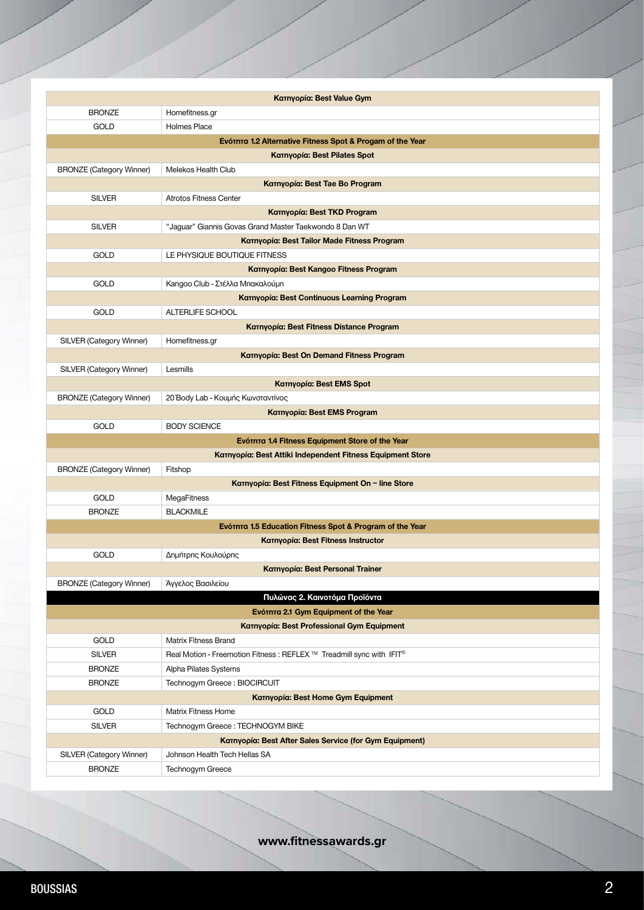| Κατηγορία: Best Value Gym | |
|---|---|
| BRONZE | Homefitness.gr |
| GOLD | Holmes Place |
| **Ενότητα 1.2 Alternative Fitness Spot & Progam of the Year** | |
| **Κατηγορία: Best Pilates Spot** | |
| BRONZE (Category Winner) | Melekos Health Club |
| **Κατηγορία: Best Tae Bo Program** | |
| SILVER | Atrotos Fitness Center |
| **Κατηγορία: Best TKD Program** | |
| SILVER | "Jaguar" Giannis Govas Grand Master Taekwondo 8 Dan WT |
| **Κατηγορία: Best Tailor Made Fitness Program** | |
| GOLD | LE PHYSIQUE BOUTIQUE FITNESS |
| **Κατηγορία: Best Kangoo Fitness Program** | |
| GOLD | Kangoo Club - Στέλλα Μπακαλούμη |
| **Κατηγορία: Best Continuous Learning Program** | |
| GOLD | ALTERLIFE SCHOOL |
| **Κατηγορία: Best Fitness Distance Program** | |
| SILVER (Category Winner) | Homefitness.gr |
| **Κατηγορία: Best On Demand Fitness Program** | |
| SILVER (Category Winner) | Lesmills |
| **Κατηγορία: Best EMS Spot** | |
| BRONZE (Category Winner) | 20΄Body Lab - Κουμής Κωνσταντίνος |
| **Κατηγορία: Best EMS Program** | |
| GOLD | BODY SCIENCE |
| **Ενότητα 1.4 Fitness Equipment Store of the Year** | |
| **Κατηγορία: Best Attiki Independent Fitness Equipment Store** | |
| BRONZE (Category Winner) | Fitshop |
| **Κατηγορία: Best Fitness Equipment On – line Store** | |
| GOLD | MegaFitness |
| BRONZE | BLACKMILE |
| **Ενότητα 1.5 Education Fitness Spot & Program of the Year** | |
| **Κατηγορία: Best Fitness Instructor** | |
| GOLD | Δημήτρης Κουλούρης |
| **Κατηγορία: Best Personal Trainer** | |
| BRONZE (Category Winner) | Άγγελος Βασιλείου |
| **Πυλώνας 2. Καινοτόμα Προϊόντα** | |
| **Ενότητα 2.1 Gym Equipment of the Year** | |
| **Κατηγορία: Best Professional Gym Equipment** | |
| GOLD | Matrix Fitness Brand |
| SILVER | Real Motion - Freemotion Fitness : REFLEX ™ Treadmill sync with IFIT® |
| BRONZE | Alpha Pilates Systems |
| BRONZE | Technogym Greece : BIOCIRCUIT |
| **Κατηγορία: Best Home Gym Equipment** | |
| GOLD | Matrix Fitness Home |
| SILVER | Technogym Greece : TECHNOGYM BIKE |
| **Κατηγορία: Best After Sales Service (for Gym Equipment)** | |
| SILVER (Category Winner) | Johnson Health Tech Hellas SA |
| BRONZE | Technogym Greece |

**www.fitnessawards.gr**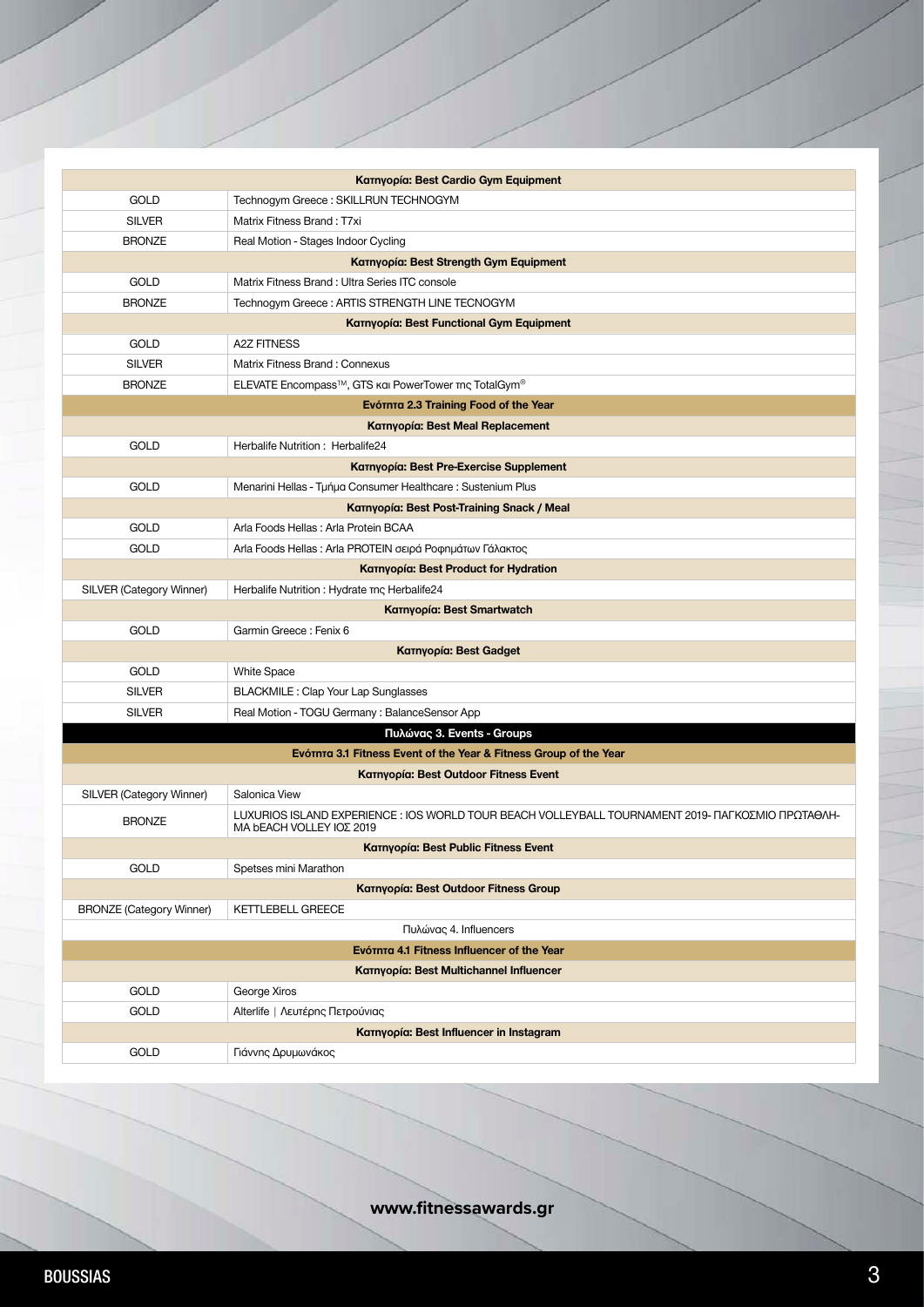| | |
|---|---|
| **Κατηγορία: Best Cardio Gym Equipment** | |
| GOLD | Technogym Greece : SKILLRUN TECHNOGYM |
| SILVER | Matrix Fitness Brand : T7xi |
| BRONZE | Real Motion - Stages Indoor Cycling |
| **Κατηγορία: Best Strength Gym Equipment** | |
| GOLD | Matrix Fitness Brand : Ultra Series ITC console |
| BRONZE | Technogym Greece : ARTIS STRENGTH LINE TECNOGYM |
| **Κατηγορία: Best Functional Gym Equipment** | |
| GOLD | A2Z FITNESS |
| SILVER | Matrix Fitness Brand : Connexus |
| BRONZE | ELEVATE Encompass™, GTS και PowerTower της TotalGym® |
| **Ενότητα 2.3 Training Food of the Year** | |
| **Κατηγορία: Best Meal Replacement** | |
| GOLD | Herbalife Nutrition : Herbalife24 |
| **Κατηγορία: Best Pre-Exercise Supplement** | |
| GOLD | Menarini Hellas - Τμήμα Consumer Healthcare : Sustenium Plus |
| **Κατηγορία: Best Post-Training Snack / Meal** | |
| GOLD | Arla Foods Hellas : Arla Protein BCAA |
| GOLD | Arla Foods Hellas : Arla PROTEIN σειρά Ροφημάτων Γάλακτος |
| **Κατηγορία: Best Product for Hydration** | |
| SILVER (Category Winner) | Herbalife Nutrition : Hydrate της Herbalife24 |
| **Κατηγορία: Best Smartwatch** | |
| GOLD | Garmin Greece : Fenix 6 |
| **Κατηγορία: Best Gadget** | |
| GOLD | White Space |
| SILVER | BLACKMILE : Clap Your Lap Sunglasses |
| SILVER | Real Motion - TOGU Germany : BalanceSensor App |
| **Πυλώνας 3. Events - Groups** | |
| **Ενότητα 3.1 Fitness Event of the Year & Fitness Group of the Year** | |
| **Κατηγορία: Best Outdoor Fitness Event** | |
| SILVER (Category Winner) | Salonica View |
| BRONZE | LUXURIOS ISLAND EXPERIENCE : IOS WORLD TOUR BEACH VOLLEYBALL TOURNAMENT 2019- ΠΑΓΚΟΣΜΙΟ ΠΡΩΤΑΘΛΗ-ΜΑ bEACH VOLLEY ΙΟΣ 2019 |
| **Κατηγορία: Best Public Fitness Event** | |
| GOLD | Spetses mini Marathon |
| **Κατηγορία: Best Outdoor Fitness Group** | |
| BRONZE (Category Winner) | KETTLEBELL GREECE |
| Πυλώνας 4. Influencers | |
| **Ενότητα 4.1 Fitness Influencer of the Year** | |
| **Κατηγορία: Best Multichannel Influencer** | |
| GOLD | George Xiros |
| GOLD | Alterlife \| Λευτέρης Πετρούνιας |
| **Κατηγορία: Best Influencer in Instagram** | |
| GOLD | Γιάννης Δρυμωνάκος |

**www.fitnessawards.gr**